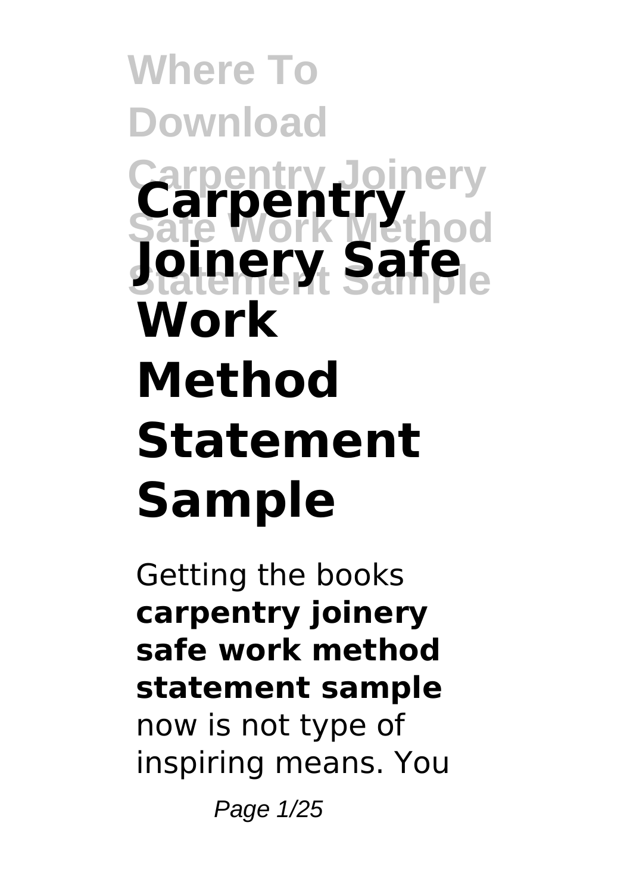# Carpentry Joinery Safe Work Method Statement Sample

Getting the books **carpentry joinery safe work method statement sample** now is not type of inspiring means. You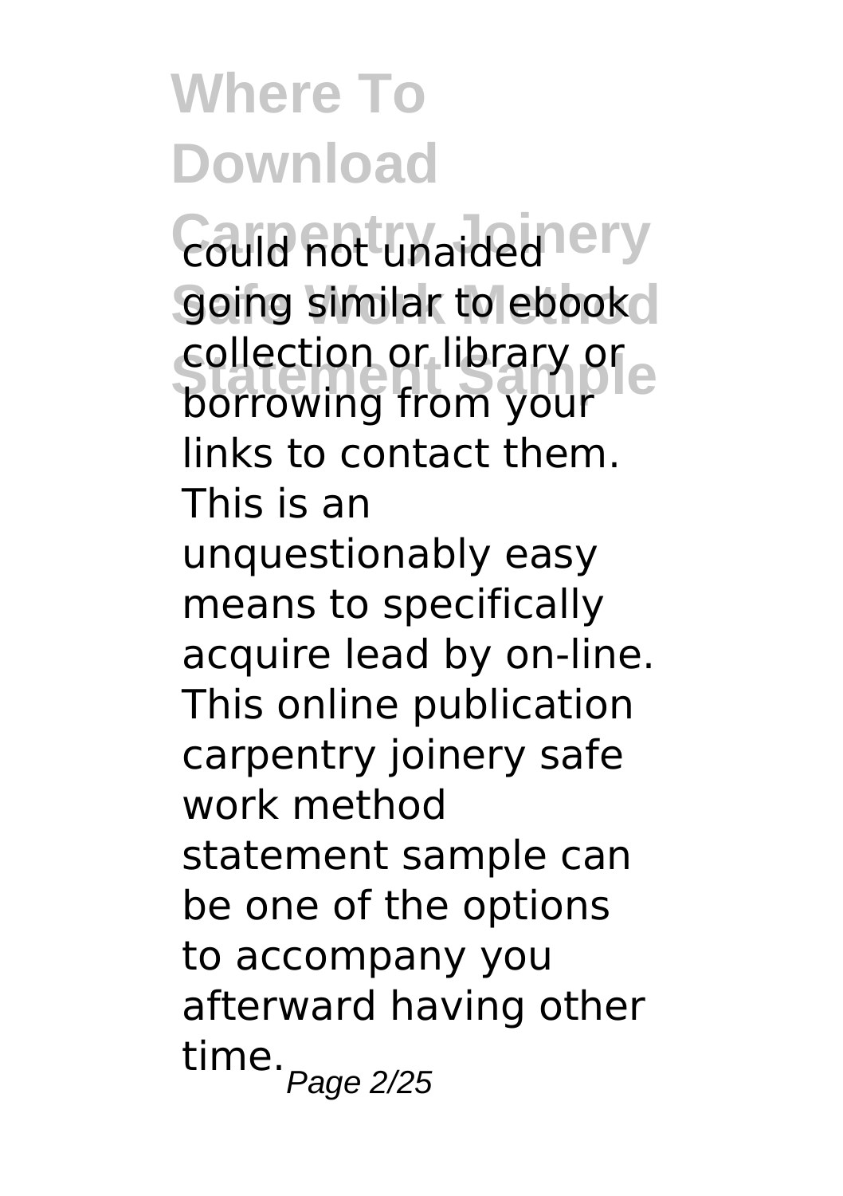could not unaided going similar to ebook collection or library or borrowing from your links to contact them. This is an unquestionably easy means to specifically acquire lead by on-line. This online publication carpentry joinery safe work method statement sample can be one of the options to accompany you afterward having other time.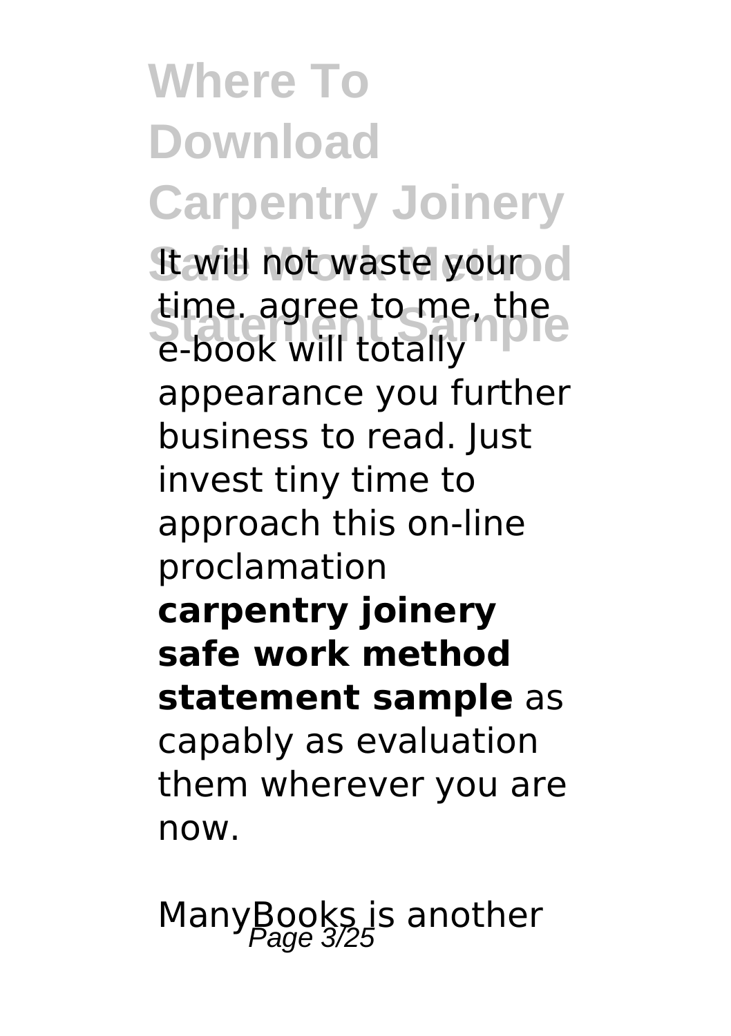It will not waste your time. agree to me, the e-book will totally appearance you further business to read. Just invest tiny time to approach this on-line proclamation **carpentry joinery safe work method statement sample** as capably as evaluation them wherever you are now.

ManyBooks is another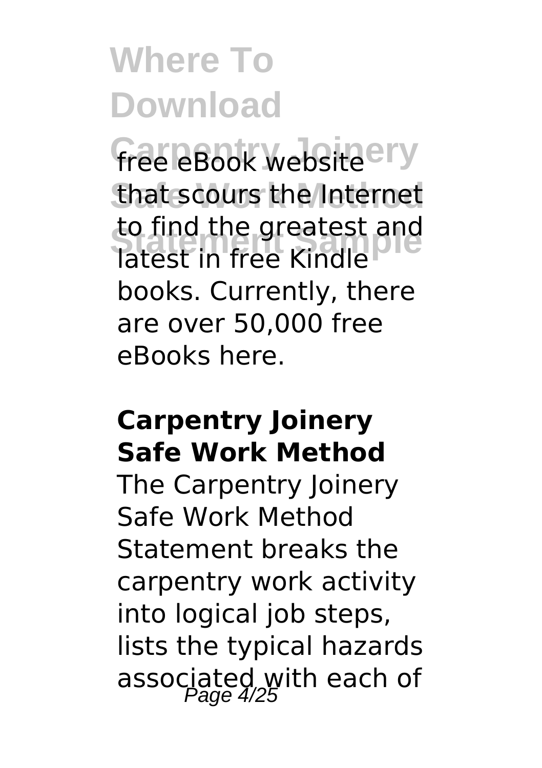free eBook website that scours the Internet to find the greatest and latest in free Kindle books. Currently, there are over 50,000 free eBooks here.

## Carpentry Joinery Safe Work Method

The Carpentry Joinery Safe Work Method Statement breaks the carpentry work activity into logical job steps, lists the typical hazards associated with each of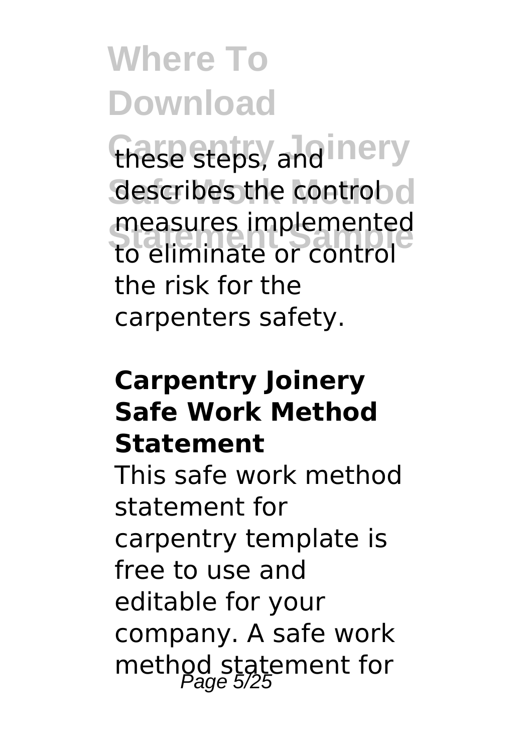these steps, and describes the control measures implemented to eliminate or control the risk for the carpenters safety.

### Carpentry Joinery Safe Work Method Statement

This safe work method statement for carpentry template is free to use and editable for your company. A safe work method statement for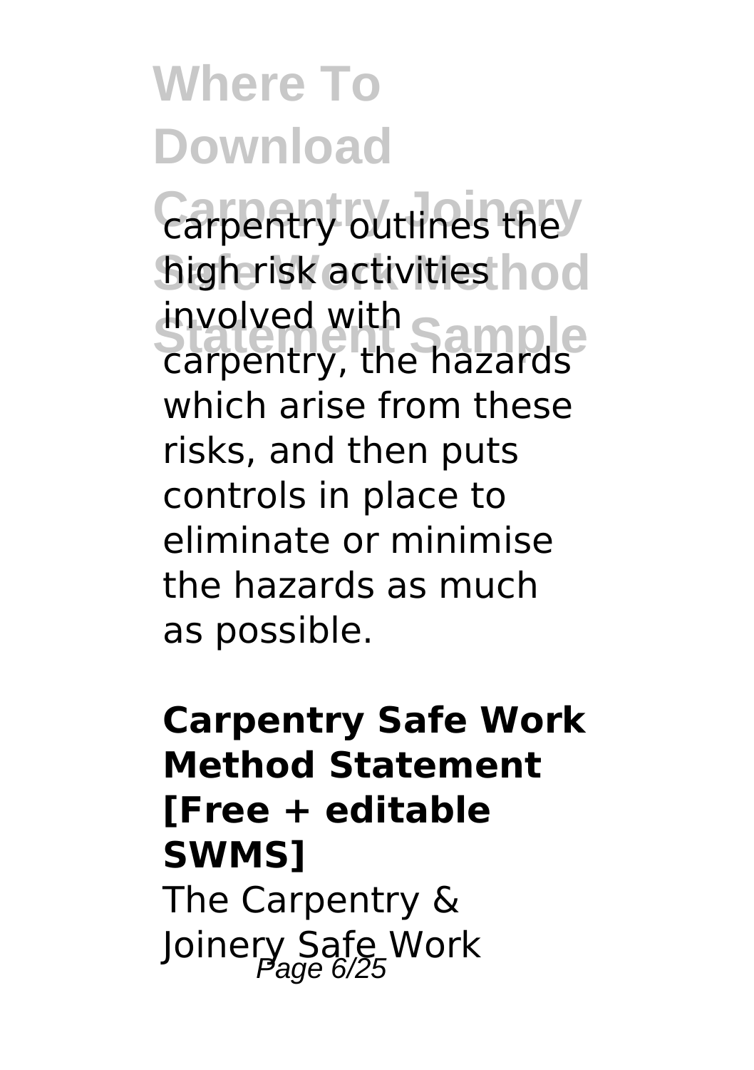carpentry outlines the high risk activities involved with carpentry, the hazards which arise from these risks, and then puts controls in place to eliminate or minimise the hazards as much as possible.

**Carpentry Safe Work Method Statement [Free + editable SWMS]**

The Carpentry & Joinery Safe Work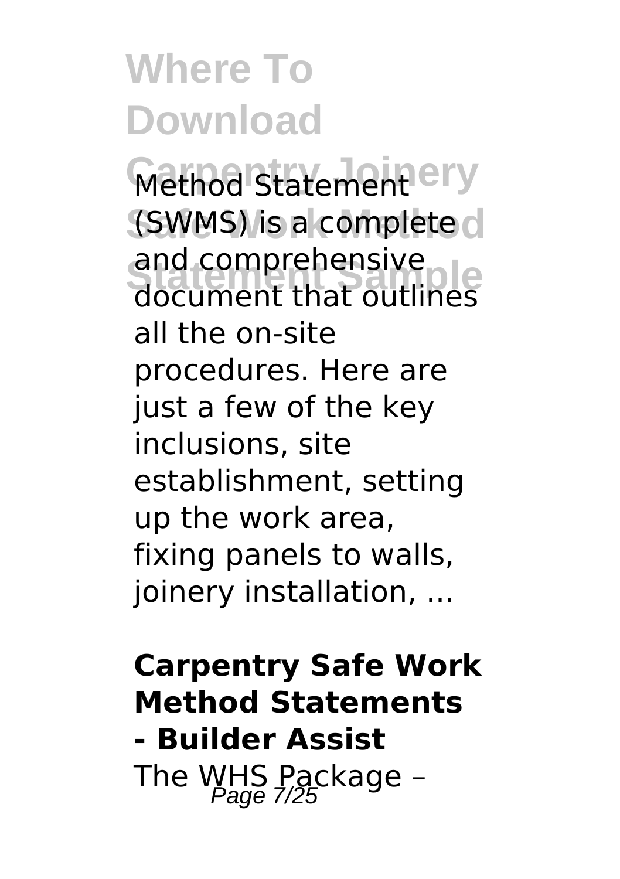Method Statement (SWMS) is a complete and comprehensive document that outlines all the on-site procedures. Here are just a few of the key inclusions, site establishment, setting up the work area, fixing panels to walls, joinery installation, ...

**Carpentry Safe Work Method Statements - Builder Assist**

The WHS Package –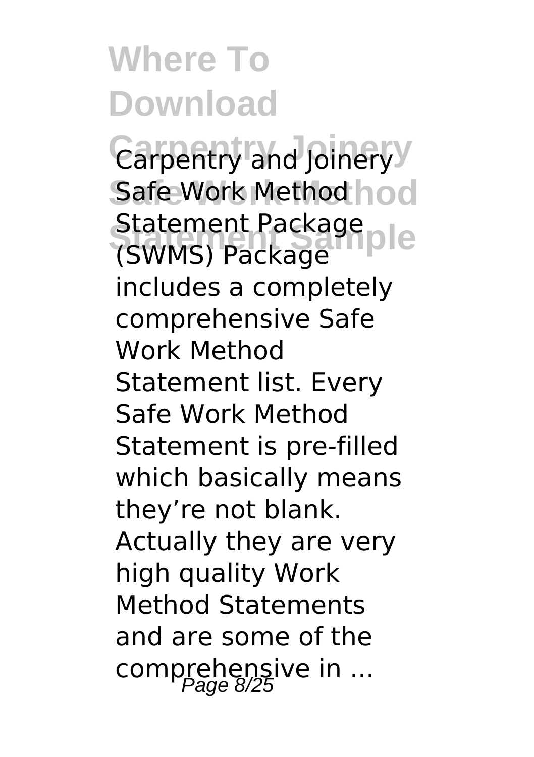# Where To Download Carpentry Joinery Safe Work Method Statement Sample

Carpentry and Joinery Safe Work Method Statement Package (SWMS) Package includes a completely comprehensive Safe Work Method Statement list. Every Safe Work Method Statement is pre-filled which basically means they're not blank. Actually they are very high quality Work Method Statements and are some of the comprehensive in ...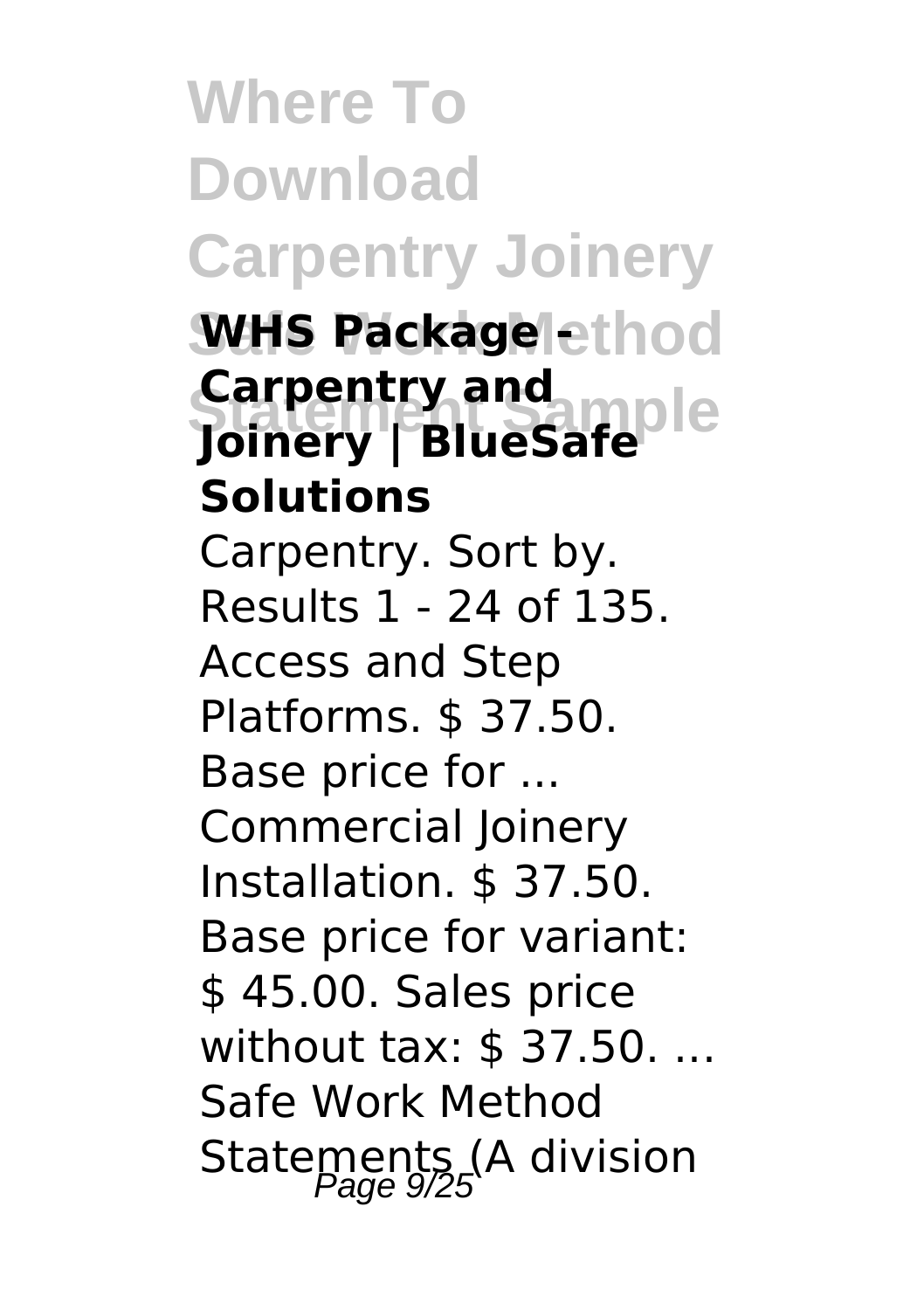### WHS Package - Carpentry and Joinery | BlueSafe Solutions

Carpentry. Sort by. Results 1 - 24 of 135. Access and Step Platforms. $ 37.50. Base price for ... Commercial Joinery Installation. $ 37.50. Base price for variant: $ 45.00. Sales price without tax: $ 37.50. ... Safe Work Method Statements (A division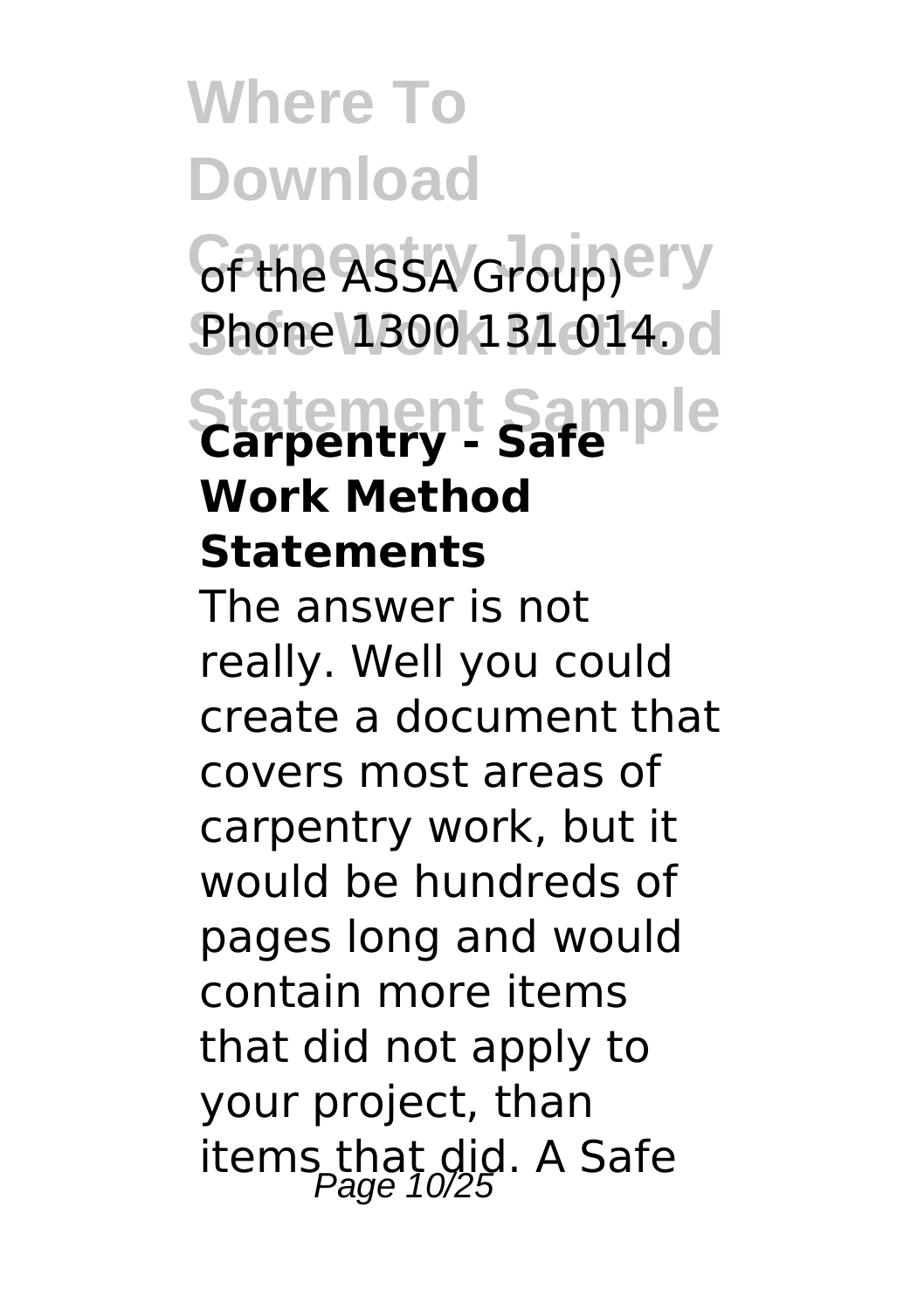of the ASSA Group) Phone 1300 131 014.

**Carpentry - Safe Work Method Statements**

The answer is not really. Well you could create a document that covers most areas of carpentry work, but it would be hundreds of pages long and would contain more items that did not apply to your project, than items that did. A Safe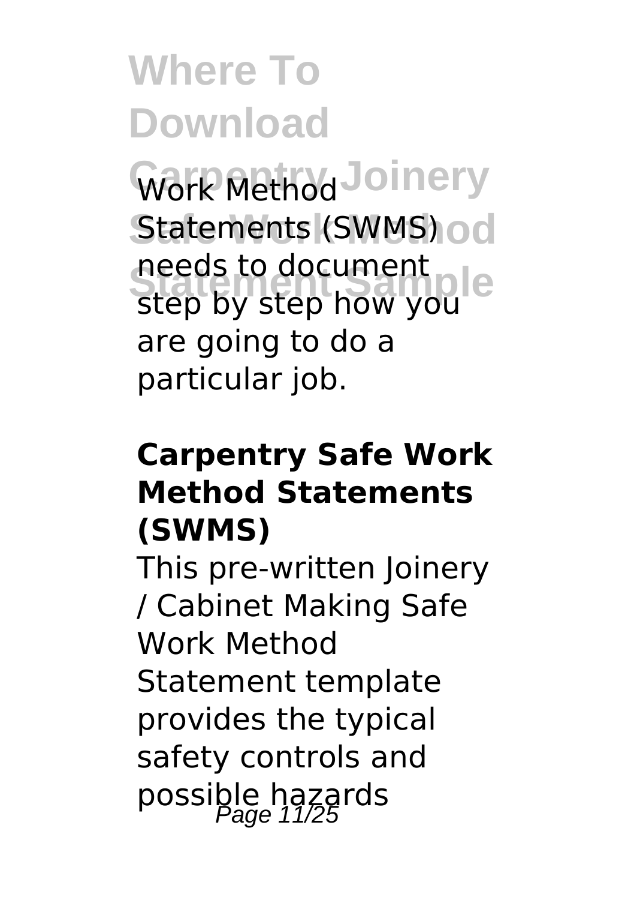Work Method Statements (SWMS) needs to document step by step how you are going to do a particular job.

#### Carpentry Safe Work Method Statements (SWMS)

This pre-written Joinery / Cabinet Making Safe Work Method Statement template provides the typical safety controls and possible hazards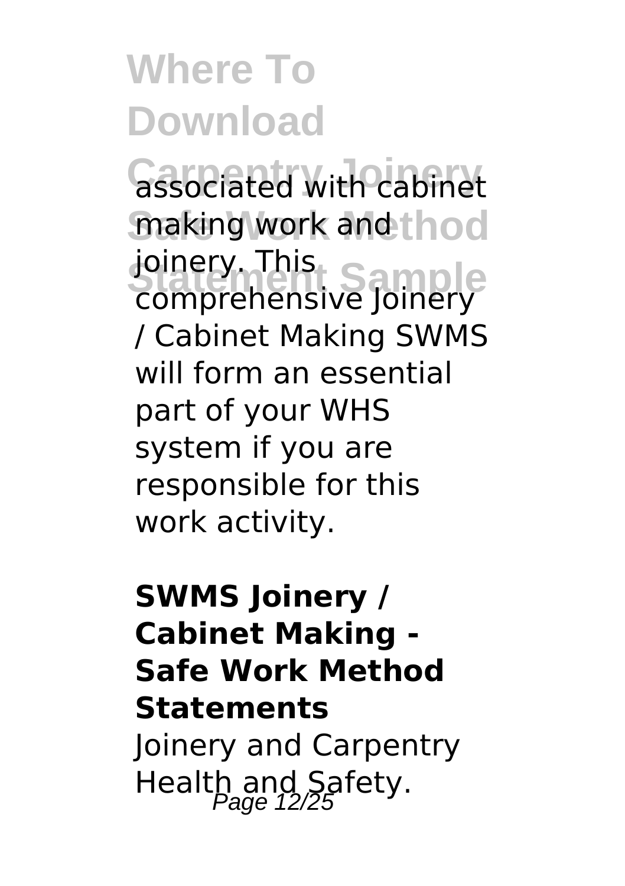associated with cabinet making work and joinery. This comprehensive Joinery / Cabinet Making SWMS will form an essential part of your WHS system if you are responsible for this work activity.

**SWMS Joinery / Cabinet Making - Safe Work Method Statements**

Joinery and Carpentry Health and Safety.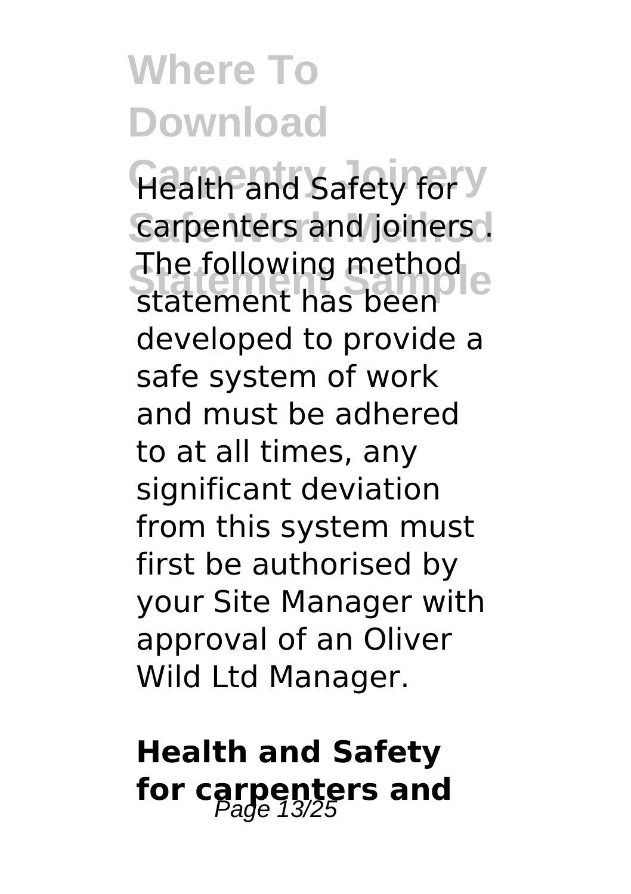Health and Safety for carpenters and joiners . The following method statement has been developed to provide a safe system of work and must be adhered to at all times, any significant deviation from this system must first be authorised by your Site Manager with approval of an Oliver Wild Ltd Manager.

## Health and Safety for carpenters and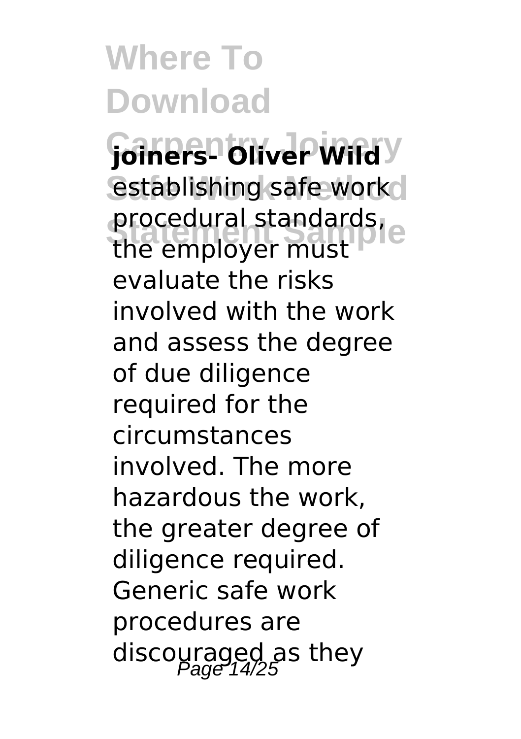**joiners- Oliver Wild**
establishing safe work procedural standards, the employer must evaluate the risks involved with the work and assess the degree of due diligence required for the circumstances involved. The more hazardous the work, the greater degree of diligence required. Generic safe work procedures are discouraged as they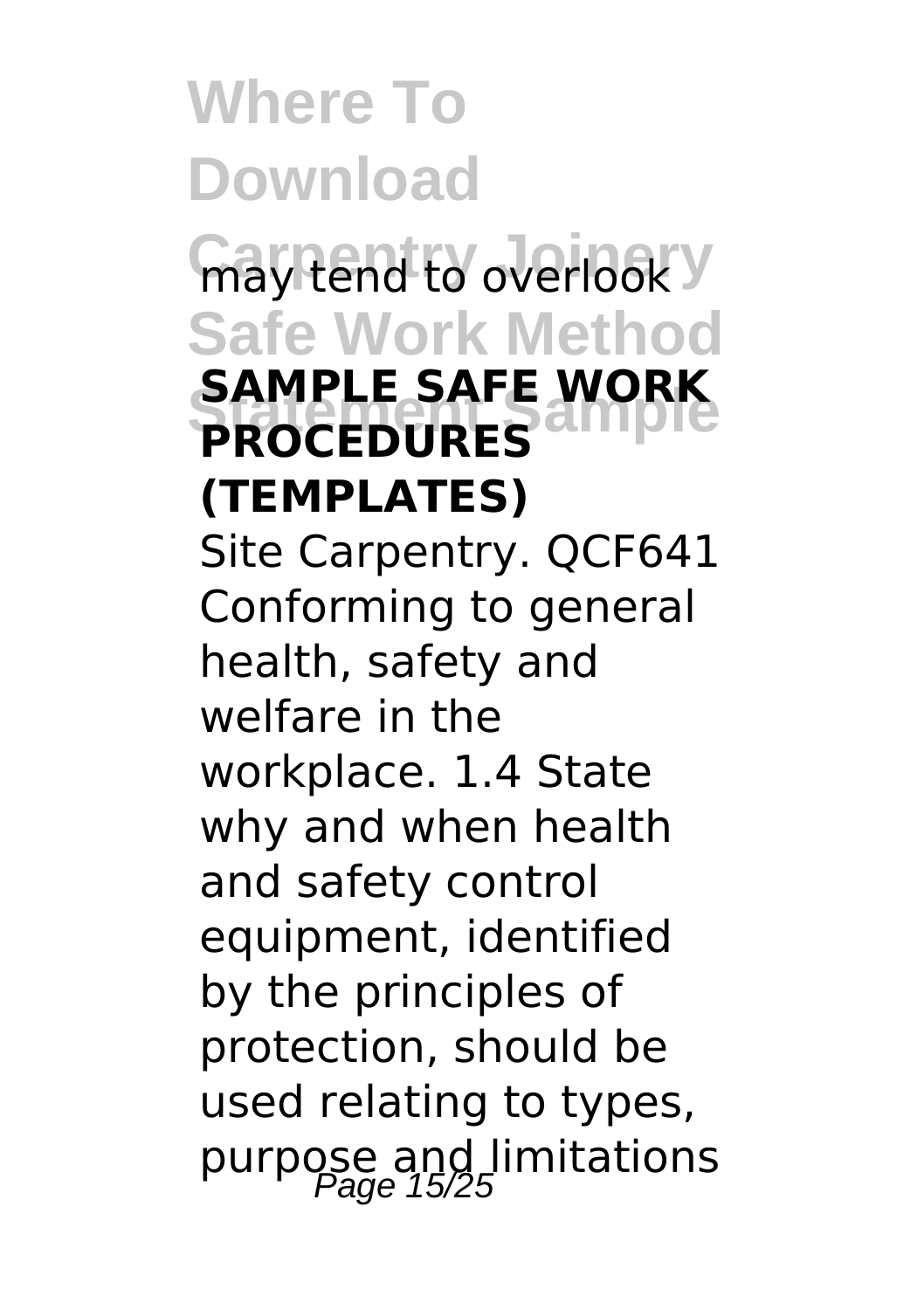may tend to overlook

**SAMPLE SAFE WORK PROCEDURES (TEMPLATES)**

Site Carpentry. QCF641 Conforming to general health, safety and welfare in the workplace. 1.4 State why and when health and safety control equipment, identified by the principles of protection, should be used relating to types, purpose and limitations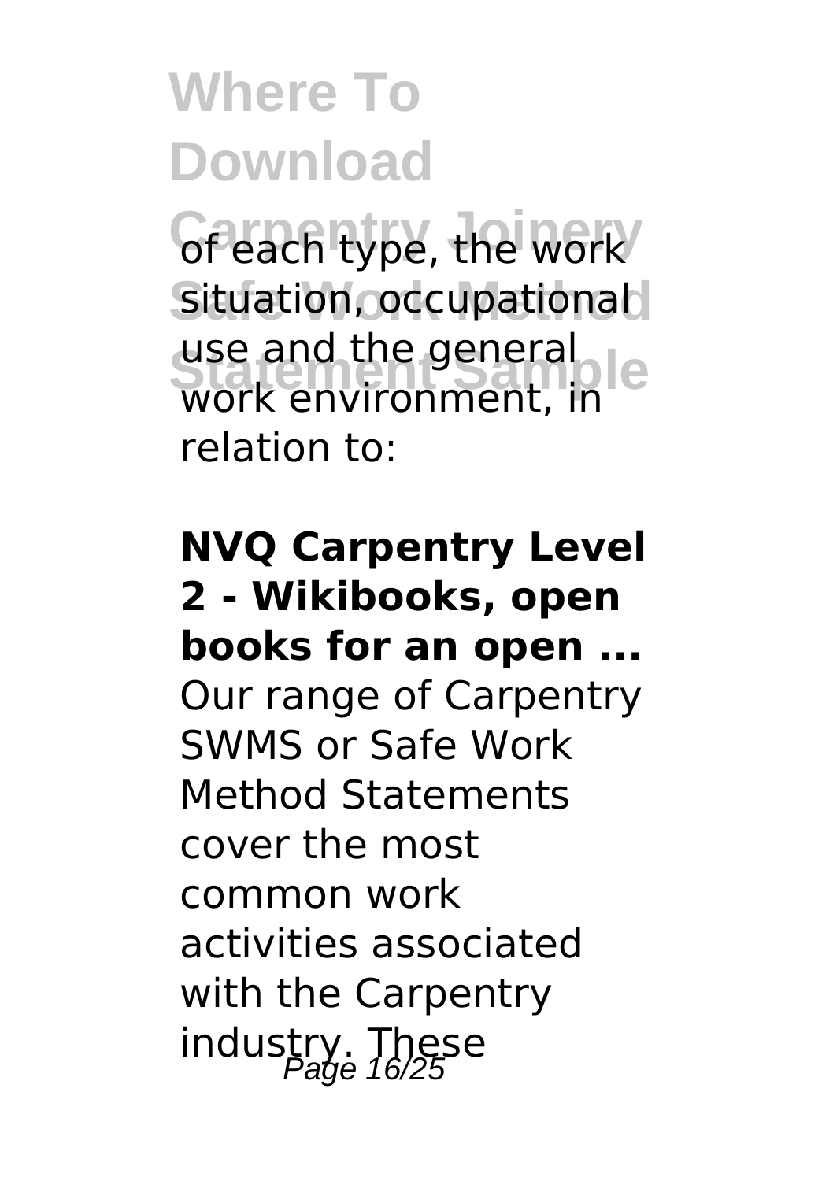of each type, the work situation, occupational use and the general work environment, in relation to:

**NVQ Carpentry Level 2 - Wikibooks, open books for an open ...**

Our range of Carpentry SWMS or Safe Work Method Statements cover the most common work activities associated with the Carpentry industry. These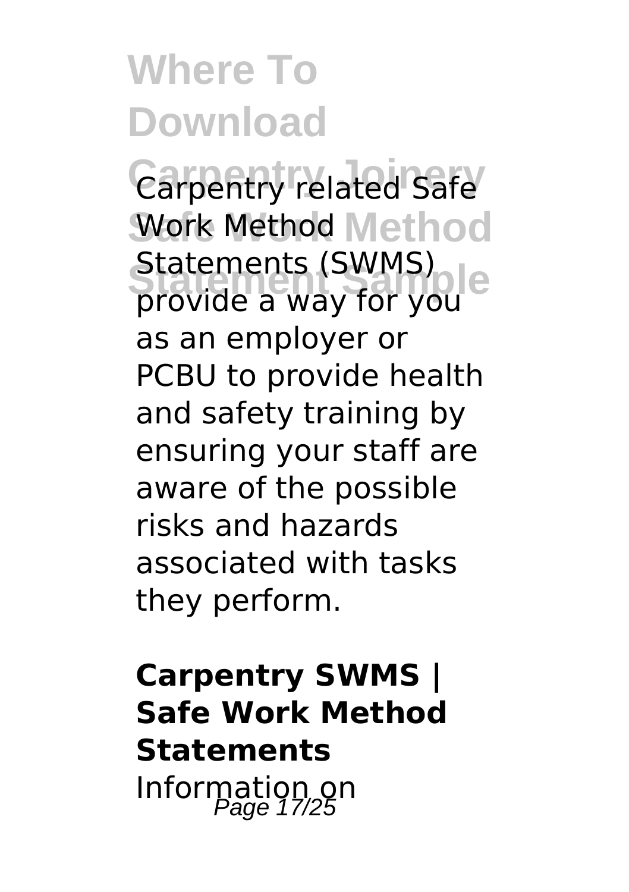Carpentry related Safe Work Method Statements (SWMS) provide a way for you as an employer or PCBU to provide health and safety training by ensuring your staff are aware of the possible risks and hazards associated with tasks they perform.

**Carpentry SWMS | Safe Work Method Statements**

Information on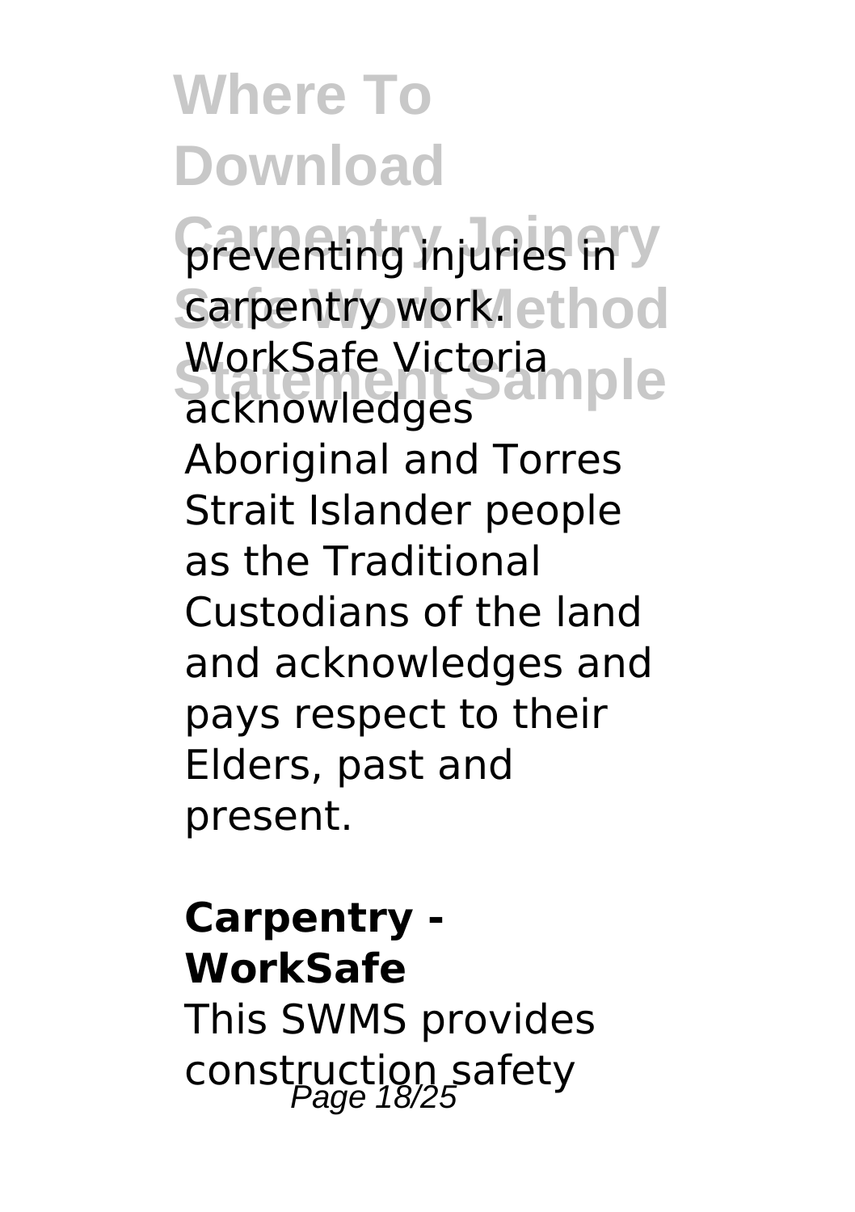preventing injuries in carpentry work. WorkSafe Victoria acknowledges Aboriginal and Torres Strait Islander people as the Traditional Custodians of the land and acknowledges and pays respect to their Elders, past and present.

**Carpentry - WorkSafe**

This SWMS provides construction safety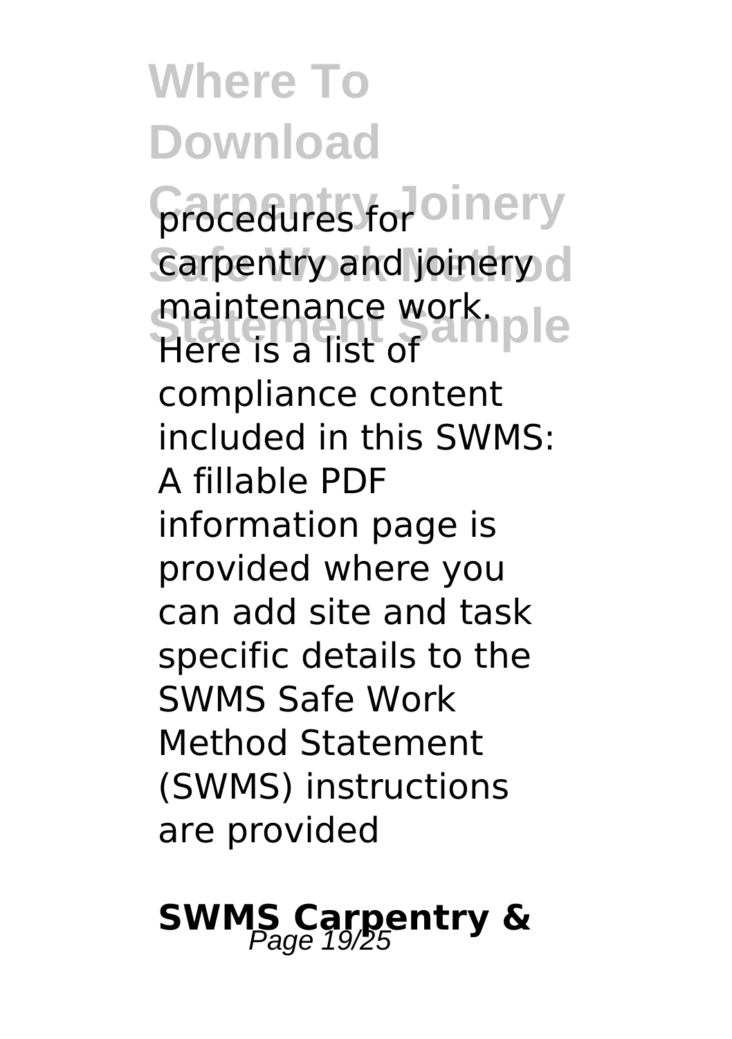procedures for carpentry and joinery maintenance work. Here is a list of compliance content included in this SWMS: A fillable PDF information page is provided where you can add site and task specific details to the SWMS Safe Work Method Statement (SWMS) instructions are provided

## SWMS Carpentry &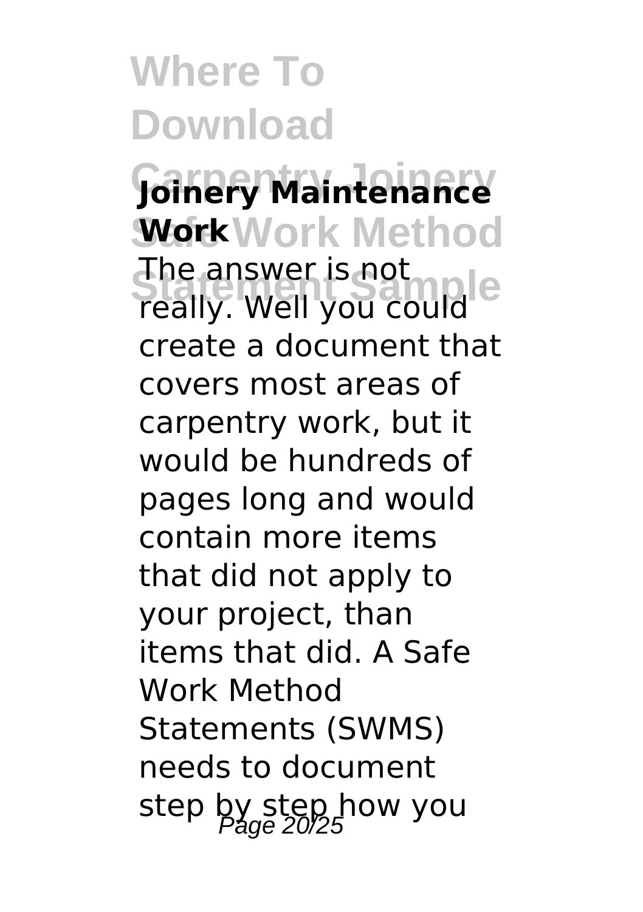**Joinery Maintenance Work**

The answer is not really. Well you could create a document that covers most areas of carpentry work, but it would be hundreds of pages long and would contain more items that did not apply to your project, than items that did. A Safe Work Method Statements (SWMS) needs to document step by step how you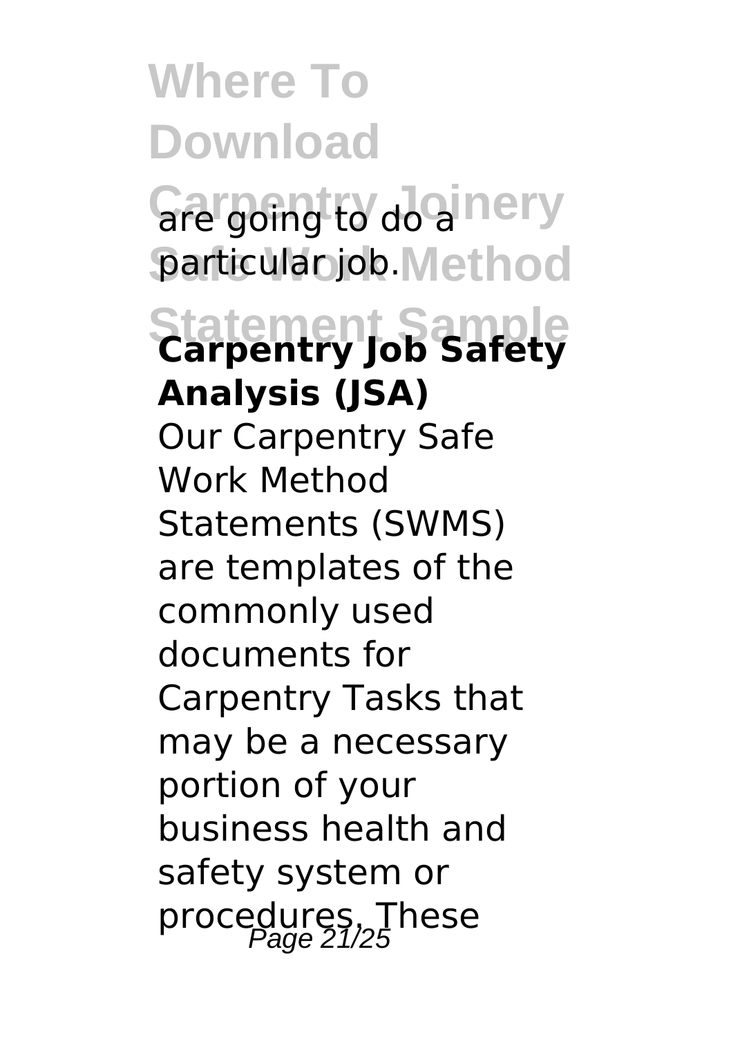are going to do a particular job.

**Carpentry Job Safety Analysis (JSA)**

Our Carpentry Safe Work Method Statements (SWMS) are templates of the commonly used documents for Carpentry Tasks that may be a necessary portion of your business health and safety system or procedures. These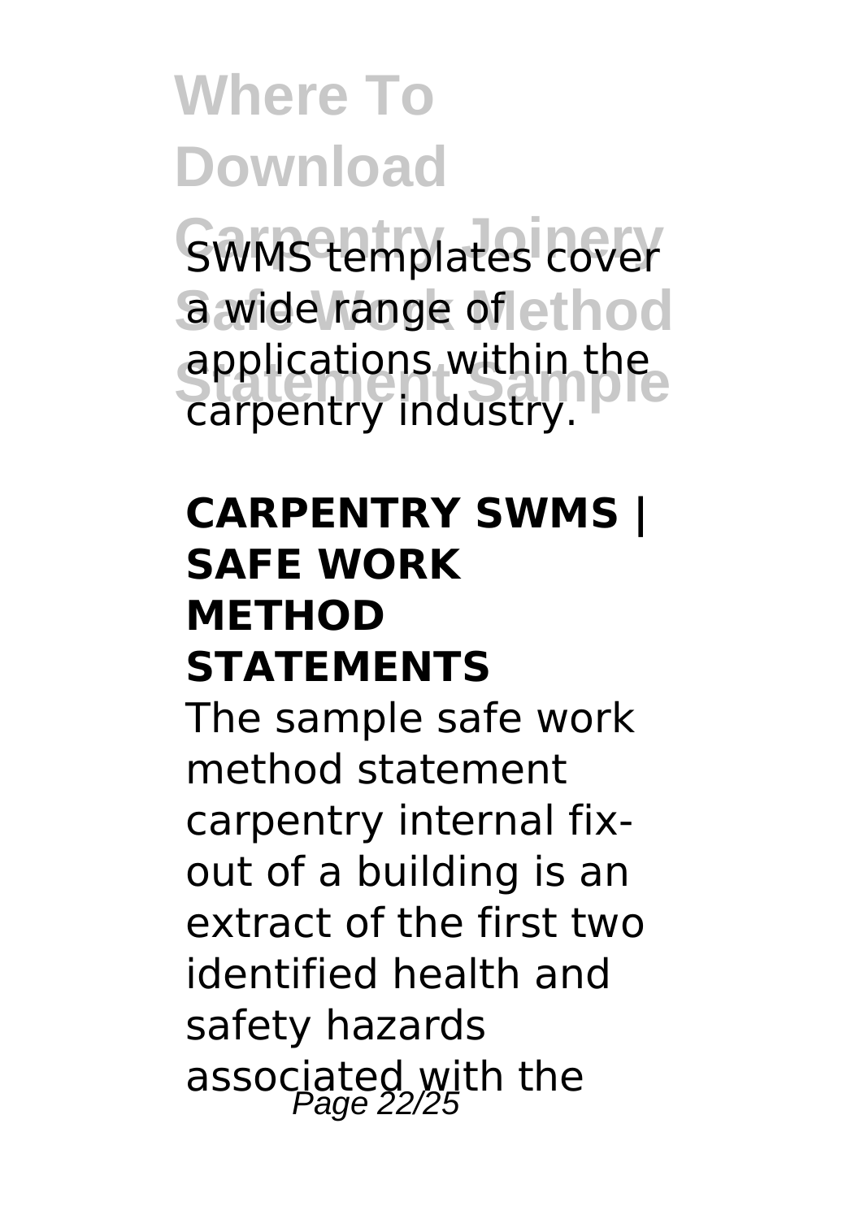SWMS templates cover a wide range of applications within the carpentry industry.

## CARPENTRY SWMS | SAFE WORK METHOD STATEMENTS

The sample safe work method statement carpentry internal fix-out of a building is an extract of the first two identified health and safety hazards associated with the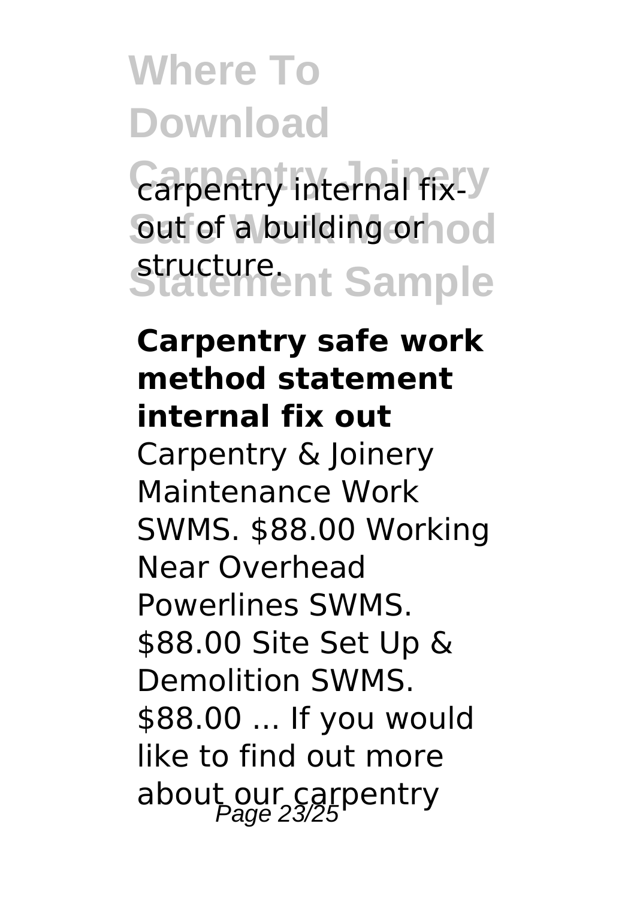carpentry internal fix-out of a building or structure.

**Carpentry safe work method statement internal fix out**

Carpentry & Joinery Maintenance Work SWMS. $88.00 Working Near Overhead Powerlines SWMS. $88.00 Site Set Up & Demolition SWMS. $88.00 ... If you would like to find out more about our carpentry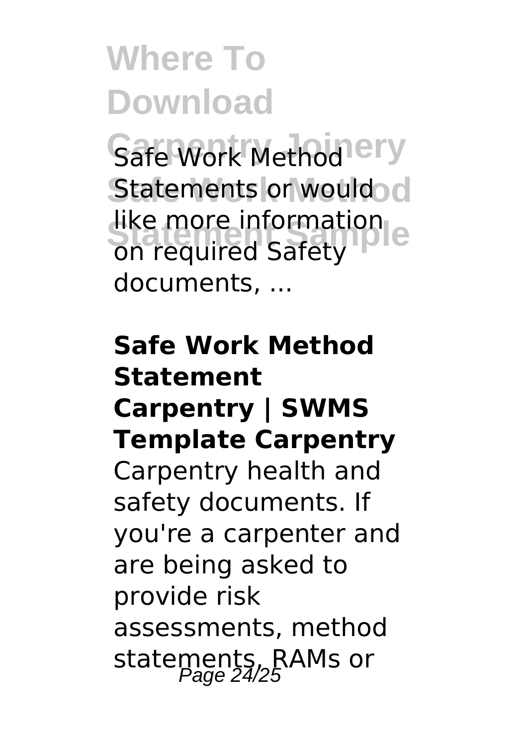Safe Work Method Statements or would like more information on required Safety documents, ...

**Safe Work Method Statement Carpentry | SWMS Template Carpentry**

Carpentry health and safety documents. If you're a carpenter and are being asked to provide risk assessments, method statements, RAMs or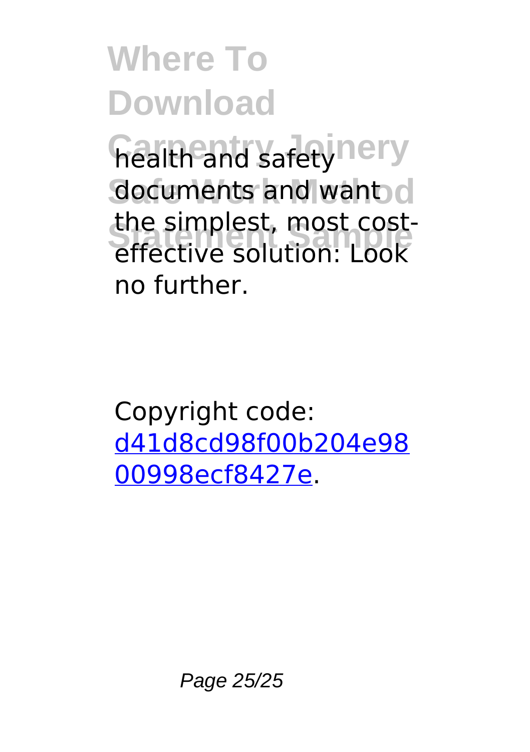health and safety documents and want the simplest, most cost-effective solution: Look no further.

Copyright code: [d41d8cd98f00b204e9800998ecf8427e](d41d8cd98f00b204e9800998ecf8427e).